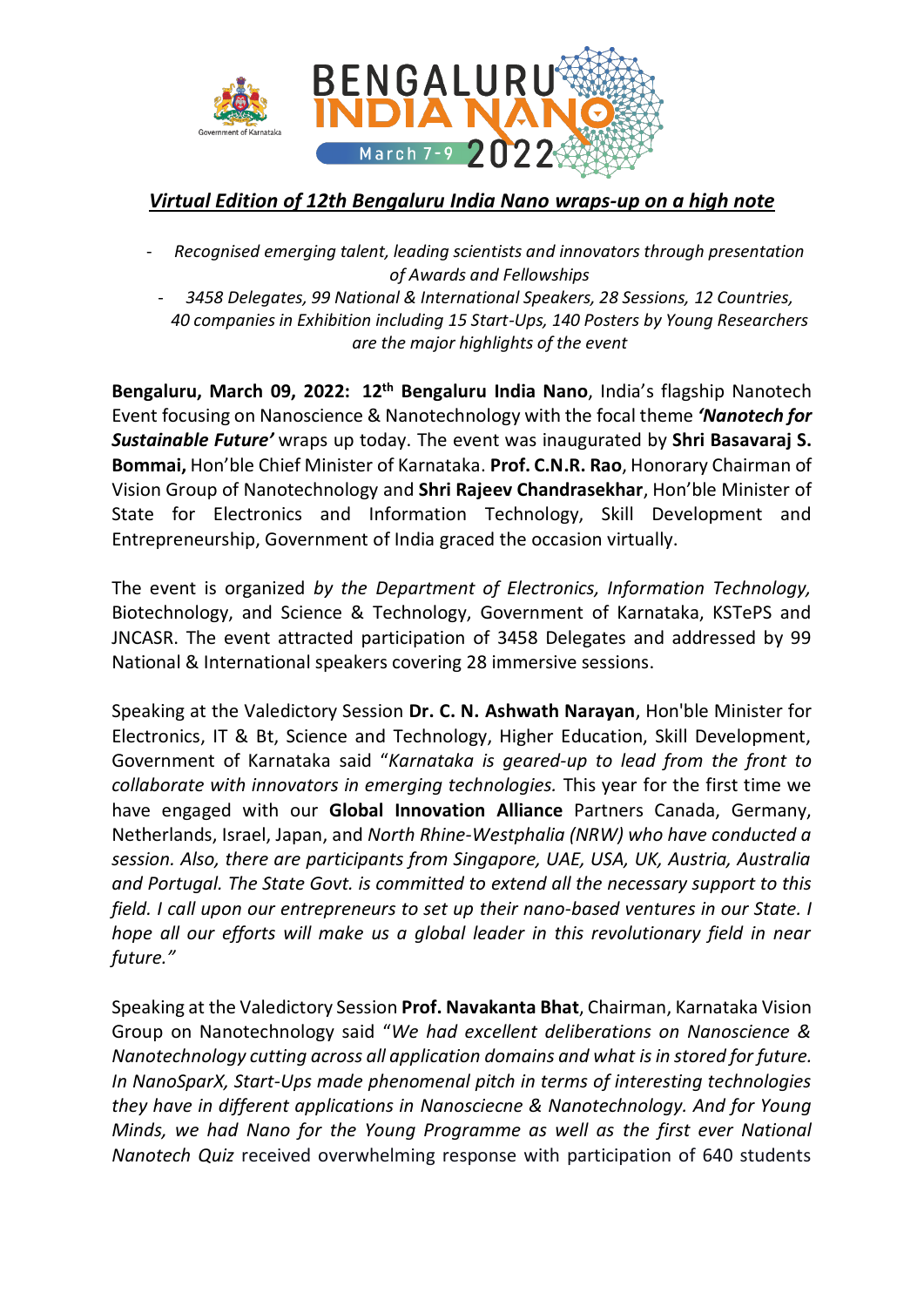# *Virtual Edition of 12th Bengaluru India Nano wraps-up on a high note*

- *Recognised emerging talent, leading scientists and innovators through presentation of Awards and Fellowships*
- *3458 Delegates, 99 National & International Speakers, 28 Sessions, 12 Countries, 40 companies in Exhibition including 15 Start-Ups, 140 Posters by Young Researchers are the major highlights of the event*

**Bengaluru, March 09, 2022: 12th Bengaluru India Nano**, India's flagship Nanotech Event focusing on Nanoscience & Nanotechnology with the focal theme ***'Nanotech for Sustainable Future'*** wraps up today. The event was inaugurated by **Shri Basavaraj S. Bommai,** Hon'ble Chief Minister of Karnataka. **Prof. C.N.R. Rao**, Honorary Chairman of Vision Group of Nanotechnology and **Shri Rajeev Chandrasekhar**, Hon'ble Minister of State for Electronics and Information Technology, Skill Development and Entrepreneurship, Government of India graced the occasion virtually.

The event is organized *by the Department of Electronics, Information Technology,* Biotechnology, and Science & Technology, Government of Karnataka, KSTePS and JNCASR. The event attracted participation of 3458 Delegates and addressed by 99 National & International speakers covering 28 immersive sessions.

Speaking at the Valedictory Session **Dr. C. N. Ashwath Narayan**, Hon'ble Minister for Electronics, IT & Bt, Science and Technology, Higher Education, Skill Development, Government of Karnataka said "*Karnataka is geared-up to lead from the front to collaborate with innovators in emerging technologies.* This year for the first time we have engaged with our **Global Innovation Alliance** Partners Canada, Germany, Netherlands, Israel, Japan, and *North Rhine-Westphalia (NRW) who have conducted a session. Also, there are participants from Singapore, UAE, USA, UK, Austria, Australia and Portugal. The State Govt. is committed to extend all the necessary support to this field. I call upon our entrepreneurs to set up their nano-based ventures in our State. I hope all our efforts will make us a global leader in this revolutionary field in near future."*

Speaking at the Valedictory Session **Prof. Navakanta Bhat**, Chairman, Karnataka Vision Group on Nanotechnology said "*We had excellent deliberations on Nanoscience & Nanotechnology cutting across all application domains and what is in stored for future. In NanoSparX, Start-Ups made phenomenal pitch in terms of interesting technologies they have in different applications in Nanosciecne & Nanotechnology. And for Young Minds, we had Nano for the Young Programme as well as the first ever National Nanotech Quiz* received overwhelming response with participation of 640 students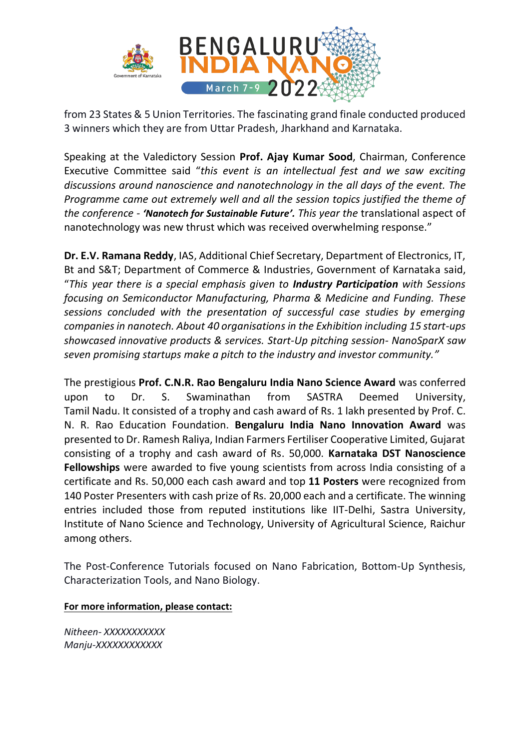from 23 States & 5 Union Territories. The fascinating grand finale conducted produced 3 winners which they are from Uttar Pradesh, Jharkhand and Karnataka.

Speaking at the Valedictory Session **Prof. Ajay Kumar Sood**, Chairman, Conference Executive Committee said "*this event is an intellectual fest and we saw exciting discussions around nanoscience and nanotechnology in the all days of the event. The Programme came out extremely well and all the session topics justified the theme of the conference - **'Nanotech for Sustainable Future'.** This year the* translational aspect of nanotechnology was new thrust which was received overwhelming response."

**Dr. E.V. Ramana Reddy**, IAS, Additional Chief Secretary, Department of Electronics, IT, Bt and S&T; Department of Commerce & Industries, Government of Karnataka said, "*This year there is a special emphasis given to **Industry Participation** with Sessions focusing on Semiconductor Manufacturing, Pharma & Medicine and Funding. These sessions concluded with the presentation of successful case studies by emerging companies in nanotech. About 40 organisations in the Exhibition including 15 start-ups showcased innovative products & services. Start-Up pitching session- NanoSparX saw seven promising startups make a pitch to the industry and investor community."*

The prestigious **Prof. C.N.R. Rao Bengaluru India Nano Science Award** was conferred upon to Dr. S. Swaminathan from SASTRA Deemed University, Tamil Nadu. It consisted of a trophy and cash award of Rs. 1 lakh presented by Prof. C. N. R. Rao Education Foundation. **Bengaluru India Nano Innovation Award** was presented to Dr. Ramesh Raliya, Indian Farmers Fertiliser Cooperative Limited, Gujarat consisting of a trophy and cash award of Rs. 50,000. **Karnataka DST Nanoscience Fellowships** were awarded to five young scientists from across India consisting of a certificate and Rs. 50,000 each cash award and top **11 Posters** were recognized from 140 Poster Presenters with cash prize of Rs. 20,000 each and a certificate. The winning entries included those from reputed institutions like IIT-Delhi, Sastra University, Institute of Nano Science and Technology, University of Agricultural Science, Raichur among others.

The Post-Conference Tutorials focused on Nano Fabrication, Bottom-Up Synthesis, Characterization Tools, and Nano Biology.

**For more information, please contact:**

*Nitheen- XXXXXXXXXX*
*Manju-XXXXXXXXXXX*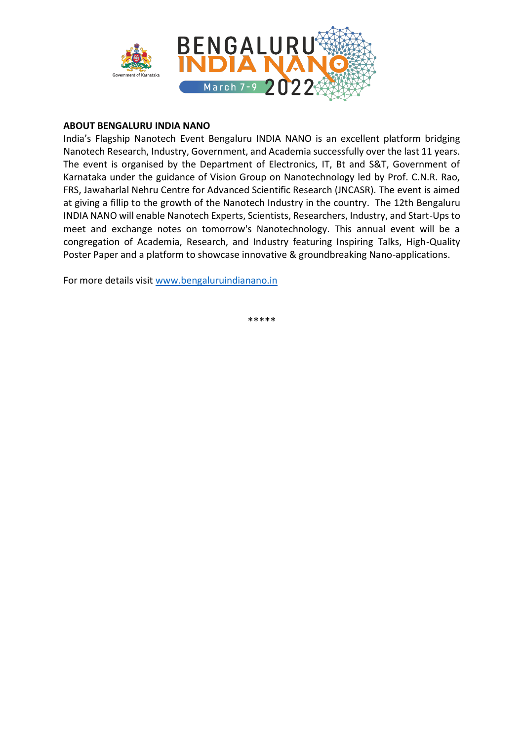**ABOUT BENGALURU INDIA NANO**

India's Flagship Nanotech Event Bengaluru INDIA NANO is an excellent platform bridging Nanotech Research, Industry, Government, and Academia successfully over the last 11 years. The event is organised by the Department of Electronics, IT, Bt and S&T, Government of Karnataka under the guidance of Vision Group on Nanotechnology led by Prof. C.N.R. Rao, FRS, Jawaharlal Nehru Centre for Advanced Scientific Research (JNCASR). The event is aimed at giving a fillip to the growth of the Nanotech Industry in the country. The 12th Bengaluru INDIA NANO will enable Nanotech Experts, Scientists, Researchers, Industry, and Start-Ups to meet and exchange notes on tomorrow's Nanotechnology. This annual event will be a congregation of Academia, Research, and Industry featuring Inspiring Talks, High-Quality Poster Paper and a platform to showcase innovative & groundbreaking Nano-applications.

For more details visit www.bengaluruindianano.in

*****